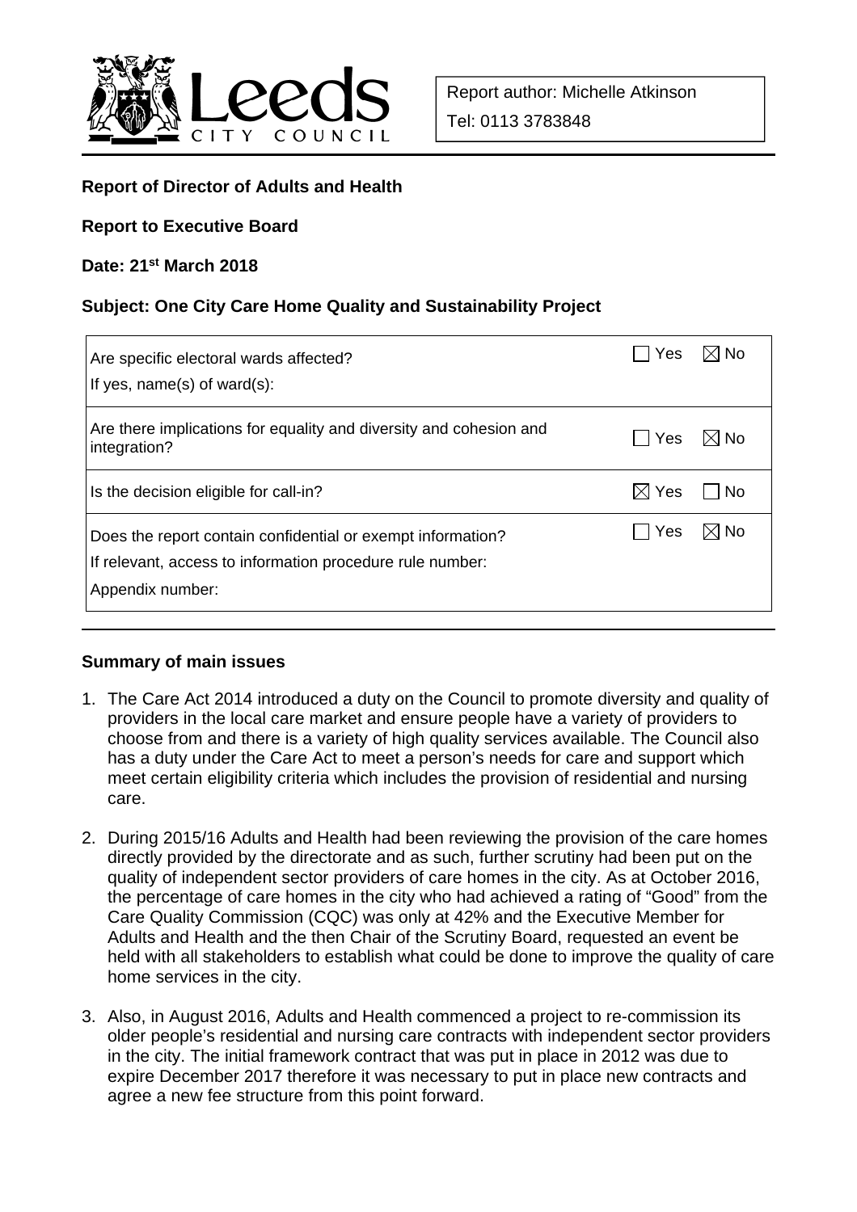Leeds CITY COUNCIL

Report author: Michelle Atkinson

Tel: 0113 3783848

**Report of Director of Adults and Health**

**Report to Executive Board**

**Date: 21st March 2018**

**Subject: One City Care Home Quality and Sustainability Project**

| | | |
|---|---|---|
| Are specific electoral wards affected?<br>If yes, name(s) of ward(s): | ☐ Yes | ☒ No |
| Are there implications for equality and diversity and cohesion and integration? | ☐ Yes | ☒ No |
| Is the decision eligible for call-in? | ☒ Yes | ☐ No |
| Does the report contain confidential or exempt information?<br>If relevant, access to information procedure rule number:<br>Appendix number: | ☐ Yes | ☒ No |

**Summary of main issues**

1. The Care Act 2014 introduced a duty on the Council to promote diversity and quality of providers in the local care market and ensure people have a variety of providers to choose from and there is a variety of high quality services available. The Council also has a duty under the Care Act to meet a person's needs for care and support which meet certain eligibility criteria which includes the provision of residential and nursing care.

2. During 2015/16 Adults and Health had been reviewing the provision of the care homes directly provided by the directorate and as such, further scrutiny had been put on the quality of independent sector providers of care homes in the city. As at October 2016, the percentage of care homes in the city who had achieved a rating of "Good" from the Care Quality Commission (CQC) was only at 42% and the Executive Member for Adults and Health and the then Chair of the Scrutiny Board, requested an event be held with all stakeholders to establish what could be done to improve the quality of care home services in the city.

3. Also, in August 2016, Adults and Health commenced a project to re-commission its older people's residential and nursing care contracts with independent sector providers in the city. The initial framework contract that was put in place in 2012 was due to expire December 2017 therefore it was necessary to put in place new contracts and agree a new fee structure from this point forward.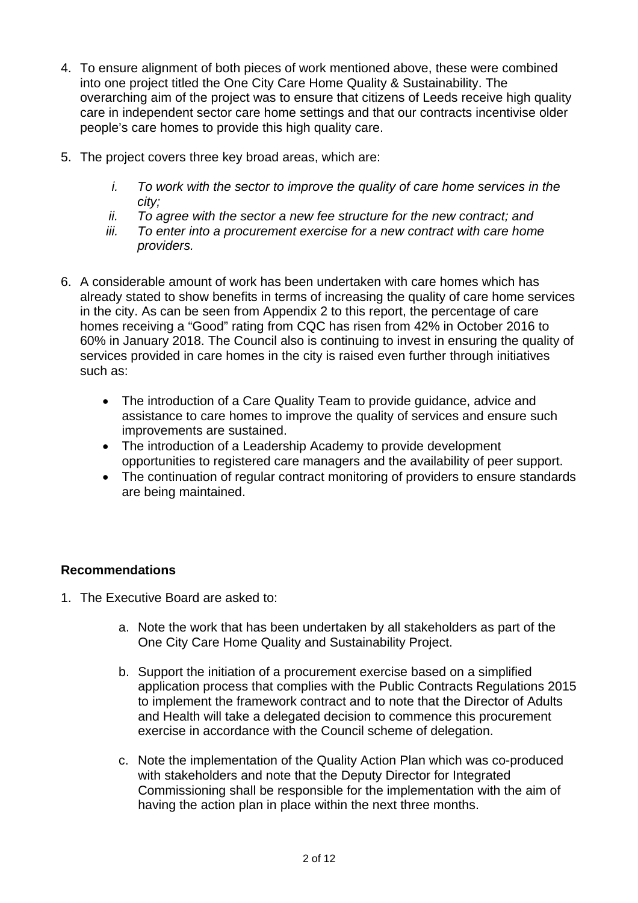4. To ensure alignment of both pieces of work mentioned above, these were combined into one project titled the One City Care Home Quality & Sustainability. The overarching aim of the project was to ensure that citizens of Leeds receive high quality care in independent sector care home settings and that our contracts incentivise older people's care homes to provide this high quality care.

5. The project covers three key broad areas, which are:

    i. *To work with the sector to improve the quality of care home services in the city;*
    ii. *To agree with the sector a new fee structure for the new contract; and*
    iii. *To enter into a procurement exercise for a new contract with care home providers.*

6. A considerable amount of work has been undertaken with care homes which has already stated to show benefits in terms of increasing the quality of care home services in the city. As can be seen from Appendix 2 to this report, the percentage of care homes receiving a "Good" rating from CQC has risen from 42% in October 2016 to 60% in January 2018. The Council also is continuing to invest in ensuring the quality of services provided in care homes in the city is raised even further through initiatives such as:

    - The introduction of a Care Quality Team to provide guidance, advice and assistance to care homes to improve the quality of services and ensure such improvements are sustained.
    - The introduction of a Leadership Academy to provide development opportunities to registered care managers and the availability of peer support.
    - The continuation of regular contract monitoring of providers to ensure standards are being maintained.

**Recommendations**

1. The Executive Board are asked to:

    a. Note the work that has been undertaken by all stakeholders as part of the One City Care Home Quality and Sustainability Project.

    b. Support the initiation of a procurement exercise based on a simplified application process that complies with the Public Contracts Regulations 2015 to implement the framework contract and to note that the Director of Adults and Health will take a delegated decision to commence this procurement exercise in accordance with the Council scheme of delegation.

    c. Note the implementation of the Quality Action Plan which was co-produced with stakeholders and note that the Deputy Director for Integrated Commissioning shall be responsible for the implementation with the aim of having the action plan in place within the next three months.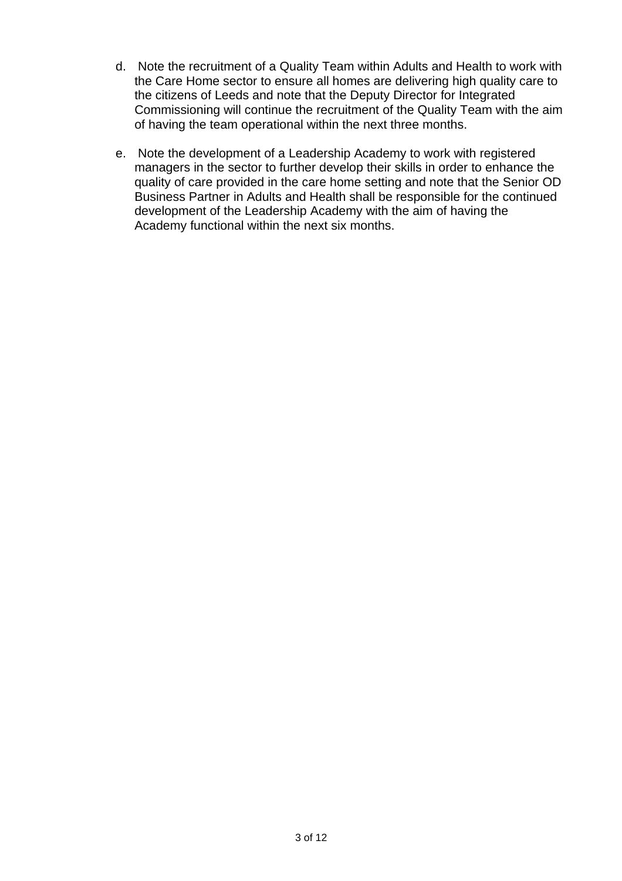d. Note the recruitment of a Quality Team within Adults and Health to work with the Care Home sector to ensure all homes are delivering high quality care to the citizens of Leeds and note that the Deputy Director for Integrated Commissioning will continue the recruitment of the Quality Team with the aim of having the team operational within the next three months.

e. Note the development of a Leadership Academy to work with registered managers in the sector to further develop their skills in order to enhance the quality of care provided in the care home setting and note that the Senior OD Business Partner in Adults and Health shall be responsible for the continued development of the Leadership Academy with the aim of having the Academy functional within the next six months.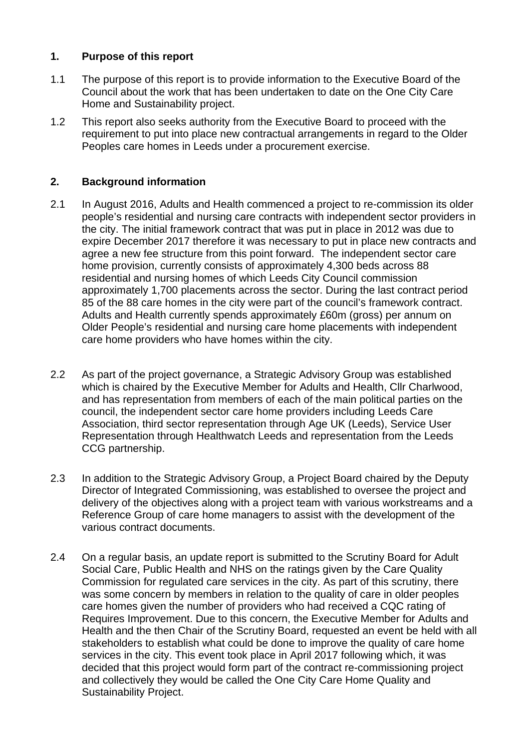## 1. Purpose of this report

1.1 The purpose of this report is to provide information to the Executive Board of the Council about the work that has been undertaken to date on the One City Care Home and Sustainability project.

1.2 This report also seeks authority from the Executive Board to proceed with the requirement to put into place new contractual arrangements in regard to the Older Peoples care homes in Leeds under a procurement exercise.

## 2. Background information

2.1 In August 2016, Adults and Health commenced a project to re-commission its older people's residential and nursing care contracts with independent sector providers in the city. The initial framework contract that was put in place in 2012 was due to expire December 2017 therefore it was necessary to put in place new contracts and agree a new fee structure from this point forward. The independent sector care home provision, currently consists of approximately 4,300 beds across 88 residential and nursing homes of which Leeds City Council commission approximately 1,700 placements across the sector. During the last contract period 85 of the 88 care homes in the city were part of the council's framework contract. Adults and Health currently spends approximately £60m (gross) per annum on Older People's residential and nursing care home placements with independent care home providers who have homes within the city.

2.2 As part of the project governance, a Strategic Advisory Group was established which is chaired by the Executive Member for Adults and Health, Cllr Charlwood, and has representation from members of each of the main political parties on the council, the independent sector care home providers including Leeds Care Association, third sector representation through Age UK (Leeds), Service User Representation through Healthwatch Leeds and representation from the Leeds CCG partnership.

2.3 In addition to the Strategic Advisory Group, a Project Board chaired by the Deputy Director of Integrated Commissioning, was established to oversee the project and delivery of the objectives along with a project team with various workstreams and a Reference Group of care home managers to assist with the development of the various contract documents.

2.4 On a regular basis, an update report is submitted to the Scrutiny Board for Adult Social Care, Public Health and NHS on the ratings given by the Care Quality Commission for regulated care services in the city. As part of this scrutiny, there was some concern by members in relation to the quality of care in older peoples care homes given the number of providers who had received a CQC rating of Requires Improvement. Due to this concern, the Executive Member for Adults and Health and the then Chair of the Scrutiny Board, requested an event be held with all stakeholders to establish what could be done to improve the quality of care home services in the city. This event took place in April 2017 following which, it was decided that this project would form part of the contract re-commissioning project and collectively they would be called the One City Care Home Quality and Sustainability Project.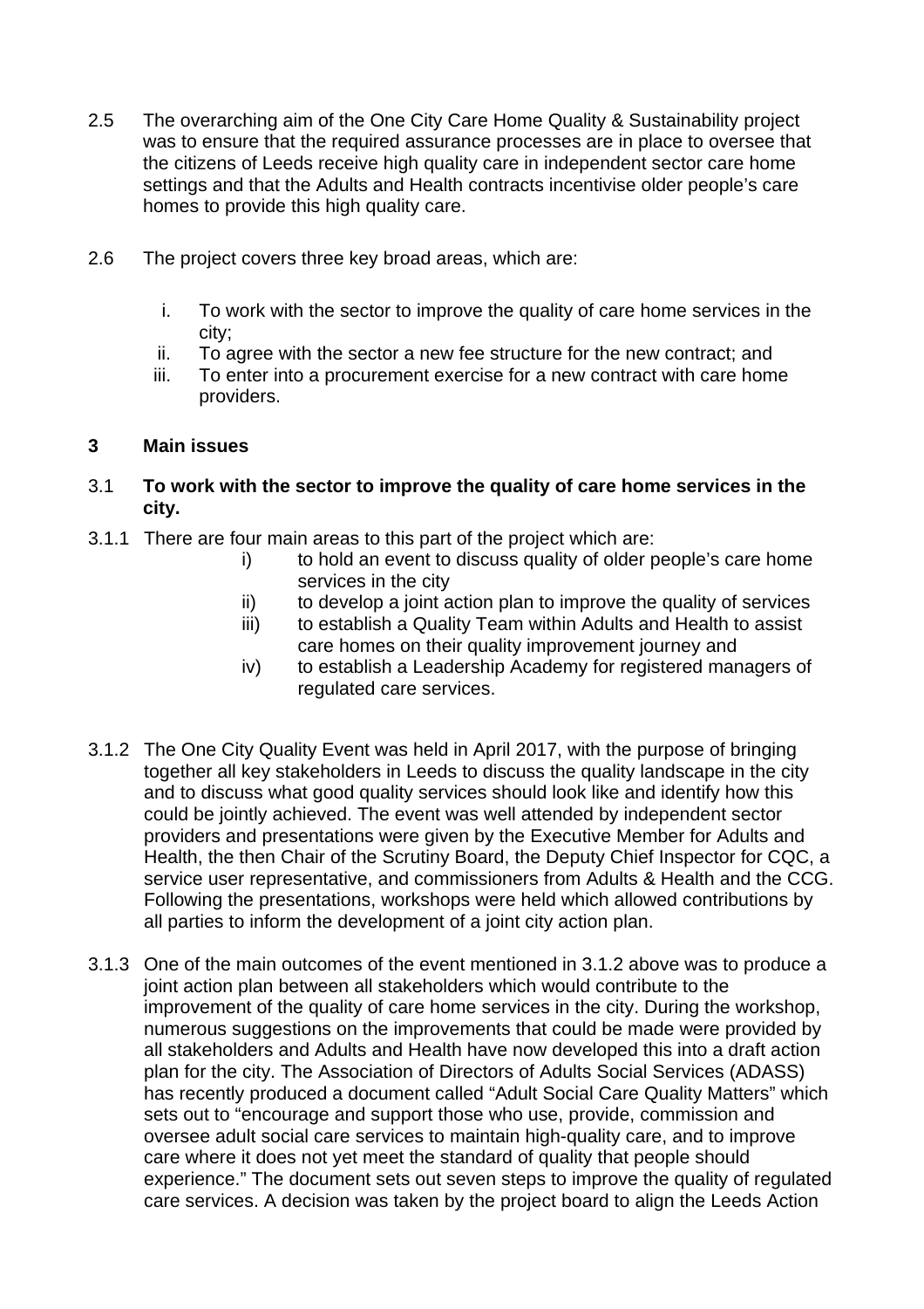2.5 The overarching aim of the One City Care Home Quality & Sustainability project was to ensure that the required assurance processes are in place to oversee that the citizens of Leeds receive high quality care in independent sector care home settings and that the Adults and Health contracts incentivise older people's care homes to provide this high quality care.

2.6 The project covers three key broad areas, which are:

i. To work with the sector to improve the quality of care home services in the city;
ii. To agree with the sector a new fee structure for the new contract; and
iii. To enter into a procurement exercise for a new contract with care home providers.

**3 Main issues**

3.1 **To work with the sector to improve the quality of care home services in the city.**

3.1.1 There are four main areas to this part of the project which are:

i) to hold an event to discuss quality of older people's care home services in the city
ii) to develop a joint action plan to improve the quality of services
iii) to establish a Quality Team within Adults and Health to assist care homes on their quality improvement journey and
iv) to establish a Leadership Academy for registered managers of regulated care services.

3.1.2 The One City Quality Event was held in April 2017, with the purpose of bringing together all key stakeholders in Leeds to discuss the quality landscape in the city and to discuss what good quality services should look like and identify how this could be jointly achieved. The event was well attended by independent sector providers and presentations were given by the Executive Member for Adults and Health, the then Chair of the Scrutiny Board, the Deputy Chief Inspector for CQC, a service user representative, and commissioners from Adults & Health and the CCG. Following the presentations, workshops were held which allowed contributions by all parties to inform the development of a joint city action plan.

3.1.3 One of the main outcomes of the event mentioned in 3.1.2 above was to produce a joint action plan between all stakeholders which would contribute to the improvement of the quality of care home services in the city. During the workshop, numerous suggestions on the improvements that could be made were provided by all stakeholders and Adults and Health have now developed this into a draft action plan for the city. The Association of Directors of Adults Social Services (ADASS) has recently produced a document called "Adult Social Care Quality Matters" which sets out to "encourage and support those who use, provide, commission and oversee adult social care services to maintain high-quality care, and to improve care where it does not yet meet the standard of quality that people should experience." The document sets out seven steps to improve the quality of regulated care services. A decision was taken by the project board to align the Leeds Action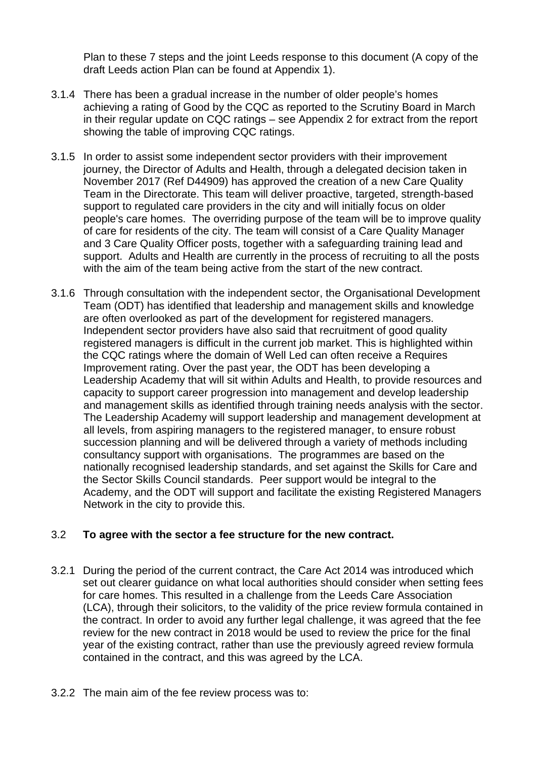Plan to these 7 steps and the joint Leeds response to this document (A copy of the draft Leeds action Plan can be found at Appendix 1).

3.1.4 There has been a gradual increase in the number of older people's homes achieving a rating of Good by the CQC as reported to the Scrutiny Board in March in their regular update on CQC ratings – see Appendix 2 for extract from the report showing the table of improving CQC ratings.

3.1.5 In order to assist some independent sector providers with their improvement journey, the Director of Adults and Health, through a delegated decision taken in November 2017 (Ref D44909) has approved the creation of a new Care Quality Team in the Directorate. This team will deliver proactive, targeted, strength-based support to regulated care providers in the city and will initially focus on older people's care homes. The overriding purpose of the team will be to improve quality of care for residents of the city. The team will consist of a Care Quality Manager and 3 Care Quality Officer posts, together with a safeguarding training lead and support. Adults and Health are currently in the process of recruiting to all the posts with the aim of the team being active from the start of the new contract.

3.1.6 Through consultation with the independent sector, the Organisational Development Team (ODT) has identified that leadership and management skills and knowledge are often overlooked as part of the development for registered managers. Independent sector providers have also said that recruitment of good quality registered managers is difficult in the current job market. This is highlighted within the CQC ratings where the domain of Well Led can often receive a Requires Improvement rating. Over the past year, the ODT has been developing a Leadership Academy that will sit within Adults and Health, to provide resources and capacity to support career progression into management and develop leadership and management skills as identified through training needs analysis with the sector. The Leadership Academy will support leadership and management development at all levels, from aspiring managers to the registered manager, to ensure robust succession planning and will be delivered through a variety of methods including consultancy support with organisations. The programmes are based on the nationally recognised leadership standards, and set against the Skills for Care and the Sector Skills Council standards. Peer support would be integral to the Academy, and the ODT will support and facilitate the existing Registered Managers Network in the city to provide this.

3.2 **To agree with the sector a fee structure for the new contract.**

3.2.1 During the period of the current contract, the Care Act 2014 was introduced which set out clearer guidance on what local authorities should consider when setting fees for care homes. This resulted in a challenge from the Leeds Care Association (LCA), through their solicitors, to the validity of the price review formula contained in the contract. In order to avoid any further legal challenge, it was agreed that the fee review for the new contract in 2018 would be used to review the price for the final year of the existing contract, rather than use the previously agreed review formula contained in the contract, and this was agreed by the LCA.

3.2.2 The main aim of the fee review process was to: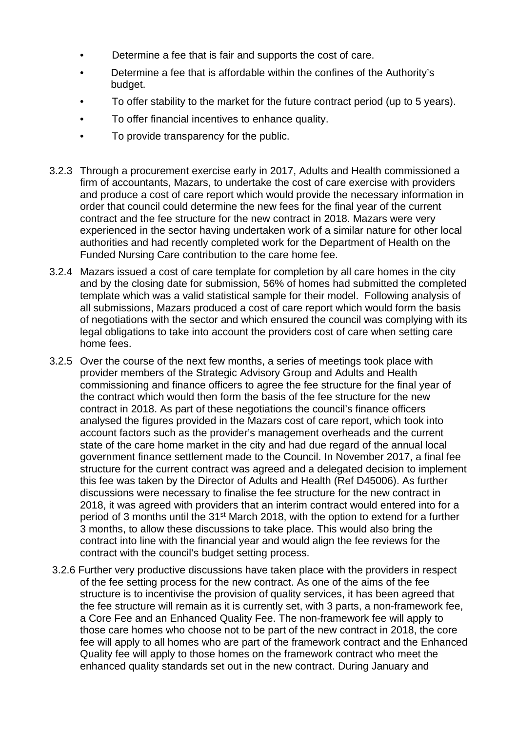- Determine a fee that is fair and supports the cost of care.
- Determine a fee that is affordable within the confines of the Authority's budget.
- To offer stability to the market for the future contract period (up to 5 years).
- To offer financial incentives to enhance quality.
- To provide transparency for the public.

3.2.3 Through a procurement exercise early in 2017, Adults and Health commissioned a firm of accountants, Mazars, to undertake the cost of care exercise with providers and produce a cost of care report which would provide the necessary information in order that council could determine the new fees for the final year of the current contract and the fee structure for the new contract in 2018. Mazars were very experienced in the sector having undertaken work of a similar nature for other local authorities and had recently completed work for the Department of Health on the Funded Nursing Care contribution to the care home fee.

3.2.4 Mazars issued a cost of care template for completion by all care homes in the city and by the closing date for submission, 56% of homes had submitted the completed template which was a valid statistical sample for their model. Following analysis of all submissions, Mazars produced a cost of care report which would form the basis of negotiations with the sector and which ensured the council was complying with its legal obligations to take into account the providers cost of care when setting care home fees.

3.2.5 Over the course of the next few months, a series of meetings took place with provider members of the Strategic Advisory Group and Adults and Health commissioning and finance officers to agree the fee structure for the final year of the contract which would then form the basis of the fee structure for the new contract in 2018. As part of these negotiations the council's finance officers analysed the figures provided in the Mazars cost of care report, which took into account factors such as the provider's management overheads and the current state of the care home market in the city and had due regard of the annual local government finance settlement made to the Council. In November 2017, a final fee structure for the current contract was agreed and a delegated decision to implement this fee was taken by the Director of Adults and Health (Ref D45006). As further discussions were necessary to finalise the fee structure for the new contract in 2018, it was agreed with providers that an interim contract would entered into for a period of 3 months until the 31st March 2018, with the option to extend for a further 3 months, to allow these discussions to take place. This would also bring the contract into line with the financial year and would align the fee reviews for the contract with the council's budget setting process.

3.2.6 Further very productive discussions have taken place with the providers in respect of the fee setting process for the new contract. As one of the aims of the fee structure is to incentivise the provision of quality services, it has been agreed that the fee structure will remain as it is currently set, with 3 parts, a non-framework fee, a Core Fee and an Enhanced Quality Fee. The non-framework fee will apply to those care homes who choose not to be part of the new contract in 2018, the core fee will apply to all homes who are part of the framework contract and the Enhanced Quality fee will apply to those homes on the framework contract who meet the enhanced quality standards set out in the new contract. During January and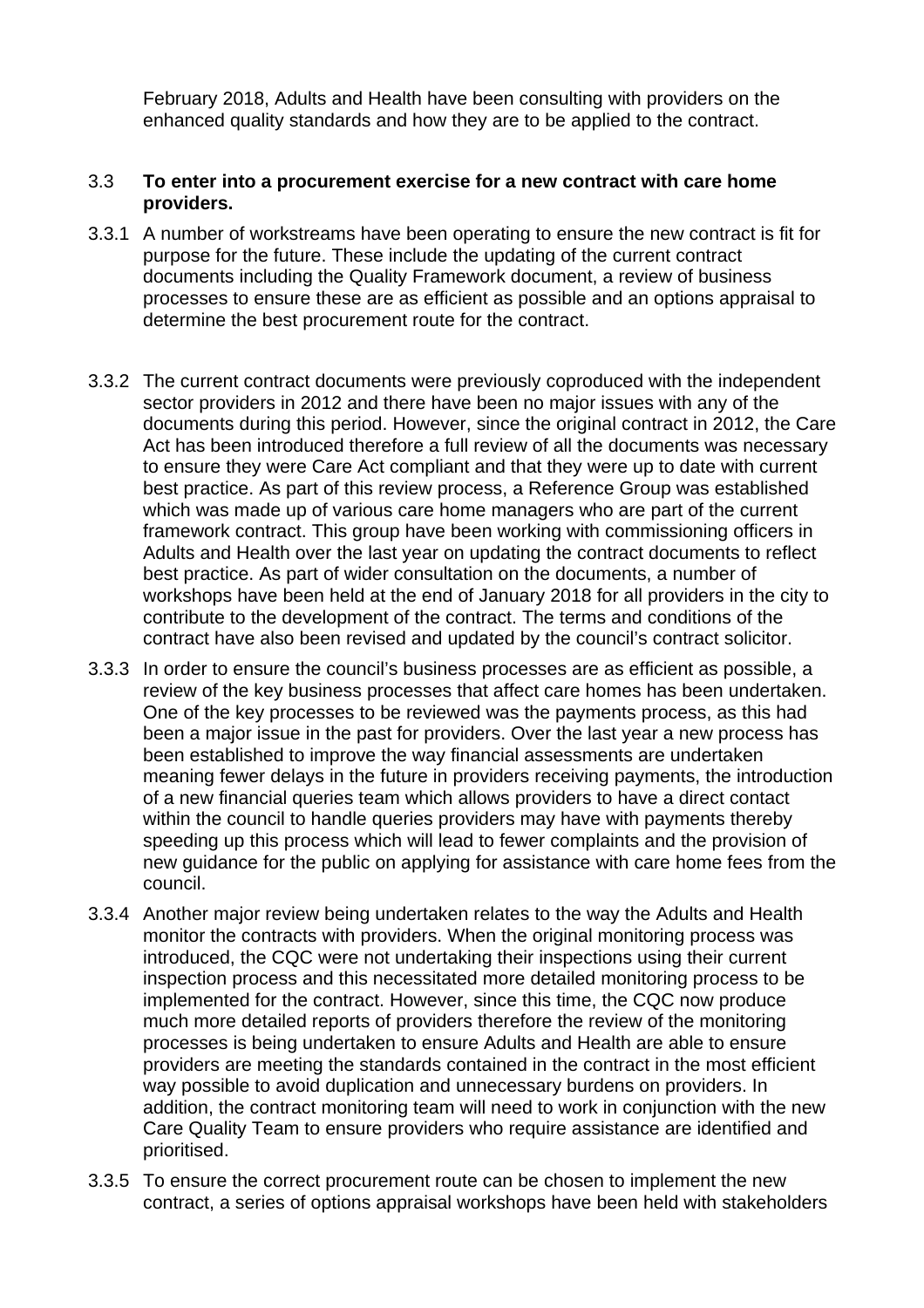February 2018, Adults and Health have been consulting with providers on the enhanced quality standards and how they are to be applied to the contract.

3.3 **To enter into a procurement exercise for a new contract with care home providers.**

3.3.1 A number of workstreams have been operating to ensure the new contract is fit for purpose for the future. These include the updating of the current contract documents including the Quality Framework document, a review of business processes to ensure these are as efficient as possible and an options appraisal to determine the best procurement route for the contract.

3.3.2 The current contract documents were previously coproduced with the independent sector providers in 2012 and there have been no major issues with any of the documents during this period. However, since the original contract in 2012, the Care Act has been introduced therefore a full review of all the documents was necessary to ensure they were Care Act compliant and that they were up to date with current best practice. As part of this review process, a Reference Group was established which was made up of various care home managers who are part of the current framework contract. This group have been working with commissioning officers in Adults and Health over the last year on updating the contract documents to reflect best practice. As part of wider consultation on the documents, a number of workshops have been held at the end of January 2018 for all providers in the city to contribute to the development of the contract. The terms and conditions of the contract have also been revised and updated by the council's contract solicitor.

3.3.3 In order to ensure the council's business processes are as efficient as possible, a review of the key business processes that affect care homes has been undertaken. One of the key processes to be reviewed was the payments process, as this had been a major issue in the past for providers. Over the last year a new process has been established to improve the way financial assessments are undertaken meaning fewer delays in the future in providers receiving payments, the introduction of a new financial queries team which allows providers to have a direct contact within the council to handle queries providers may have with payments thereby speeding up this process which will lead to fewer complaints and the provision of new guidance for the public on applying for assistance with care home fees from the council.

3.3.4 Another major review being undertaken relates to the way the Adults and Health monitor the contracts with providers. When the original monitoring process was introduced, the CQC were not undertaking their inspections using their current inspection process and this necessitated more detailed monitoring process to be implemented for the contract. However, since this time, the CQC now produce much more detailed reports of providers therefore the review of the monitoring processes is being undertaken to ensure Adults and Health are able to ensure providers are meeting the standards contained in the contract in the most efficient way possible to avoid duplication and unnecessary burdens on providers. In addition, the contract monitoring team will need to work in conjunction with the new Care Quality Team to ensure providers who require assistance are identified and prioritised.

3.3.5 To ensure the correct procurement route can be chosen to implement the new contract, a series of options appraisal workshops have been held with stakeholders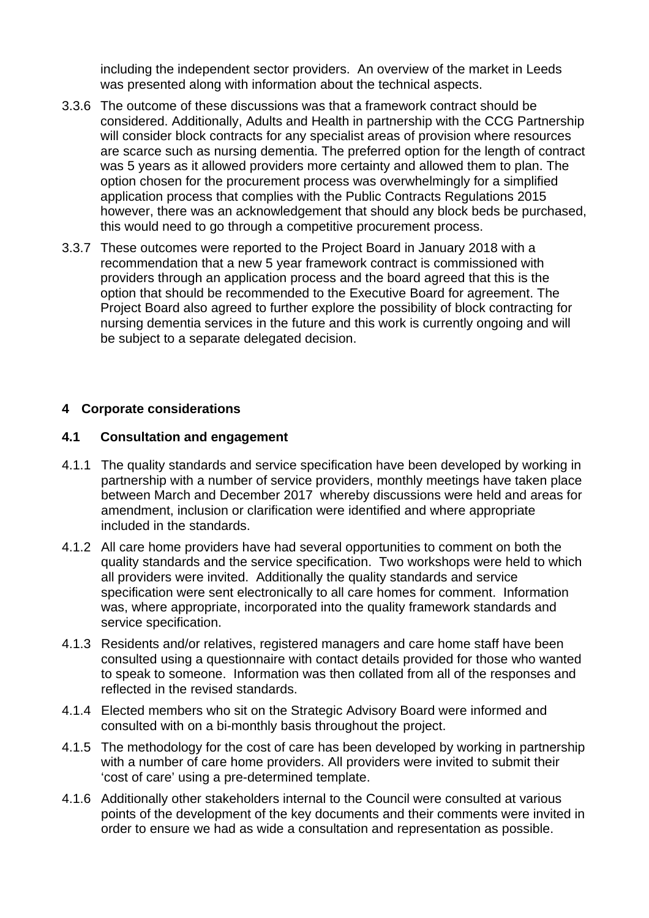including the independent sector providers. An overview of the market in Leeds was presented along with information about the technical aspects.

3.3.6 The outcome of these discussions was that a framework contract should be considered. Additionally, Adults and Health in partnership with the CCG Partnership will consider block contracts for any specialist areas of provision where resources are scarce such as nursing dementia. The preferred option for the length of contract was 5 years as it allowed providers more certainty and allowed them to plan. The option chosen for the procurement process was overwhelmingly for a simplified application process that complies with the Public Contracts Regulations 2015 however, there was an acknowledgement that should any block beds be purchased, this would need to go through a competitive procurement process.

3.3.7 These outcomes were reported to the Project Board in January 2018 with a recommendation that a new 5 year framework contract is commissioned with providers through an application process and the board agreed that this is the option that should be recommended to the Executive Board for agreement. The Project Board also agreed to further explore the possibility of block contracting for nursing dementia services in the future and this work is currently ongoing and will be subject to a separate delegated decision.

## 4 Corporate considerations

### 4.1 Consultation and engagement

4.1.1 The quality standards and service specification have been developed by working in partnership with a number of service providers, monthly meetings have taken place between March and December 2017 whereby discussions were held and areas for amendment, inclusion or clarification were identified and where appropriate included in the standards.

4.1.2 All care home providers have had several opportunities to comment on both the quality standards and the service specification. Two workshops were held to which all providers were invited. Additionally the quality standards and service specification were sent electronically to all care homes for comment. Information was, where appropriate, incorporated into the quality framework standards and service specification.

4.1.3 Residents and/or relatives, registered managers and care home staff have been consulted using a questionnaire with contact details provided for those who wanted to speak to someone. Information was then collated from all of the responses and reflected in the revised standards.

4.1.4 Elected members who sit on the Strategic Advisory Board were informed and consulted with on a bi-monthly basis throughout the project.

4.1.5 The methodology for the cost of care has been developed by working in partnership with a number of care home providers. All providers were invited to submit their ‘cost of care’ using a pre-determined template.

4.1.6 Additionally other stakeholders internal to the Council were consulted at various points of the development of the key documents and their comments were invited in order to ensure we had as wide a consultation and representation as possible.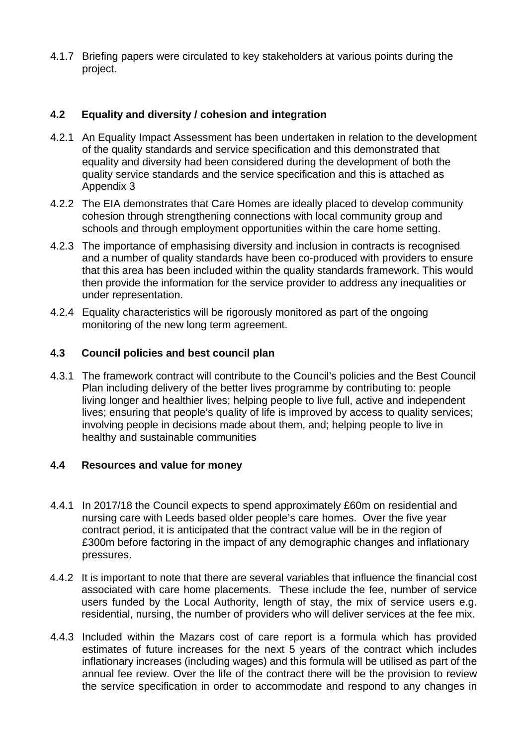4.1.7 Briefing papers were circulated to key stakeholders at various points during the project.

## 4.2 Equality and diversity / cohesion and integration

4.2.1 An Equality Impact Assessment has been undertaken in relation to the development of the quality standards and service specification and this demonstrated that equality and diversity had been considered during the development of both the quality service standards and the service specification and this is attached as Appendix 3

4.2.2 The EIA demonstrates that Care Homes are ideally placed to develop community cohesion through strengthening connections with local community group and schools and through employment opportunities within the care home setting.

4.2.3 The importance of emphasising diversity and inclusion in contracts is recognised and a number of quality standards have been co-produced with providers to ensure that this area has been included within the quality standards framework. This would then provide the information for the service provider to address any inequalities or under representation.

4.2.4 Equality characteristics will be rigorously monitored as part of the ongoing monitoring of the new long term agreement.

## 4.3 Council policies and best council plan

4.3.1 The framework contract will contribute to the Council's policies and the Best Council Plan including delivery of the better lives programme by contributing to: people living longer and healthier lives; helping people to live full, active and independent lives; ensuring that people's quality of life is improved by access to quality services; involving people in decisions made about them, and; helping people to live in healthy and sustainable communities

## 4.4 Resources and value for money

4.4.1 In 2017/18 the Council expects to spend approximately £60m on residential and nursing care with Leeds based older people's care homes. Over the five year contract period, it is anticipated that the contract value will be in the region of £300m before factoring in the impact of any demographic changes and inflationary pressures.

4.4.2 It is important to note that there are several variables that influence the financial cost associated with care home placements. These include the fee, number of service users funded by the Local Authority, length of stay, the mix of service users e.g. residential, nursing, the number of providers who will deliver services at the fee mix.

4.4.3 Included within the Mazars cost of care report is a formula which has provided estimates of future increases for the next 5 years of the contract which includes inflationary increases (including wages) and this formula will be utilised as part of the annual fee review. Over the life of the contract there will be the provision to review the service specification in order to accommodate and respond to any changes in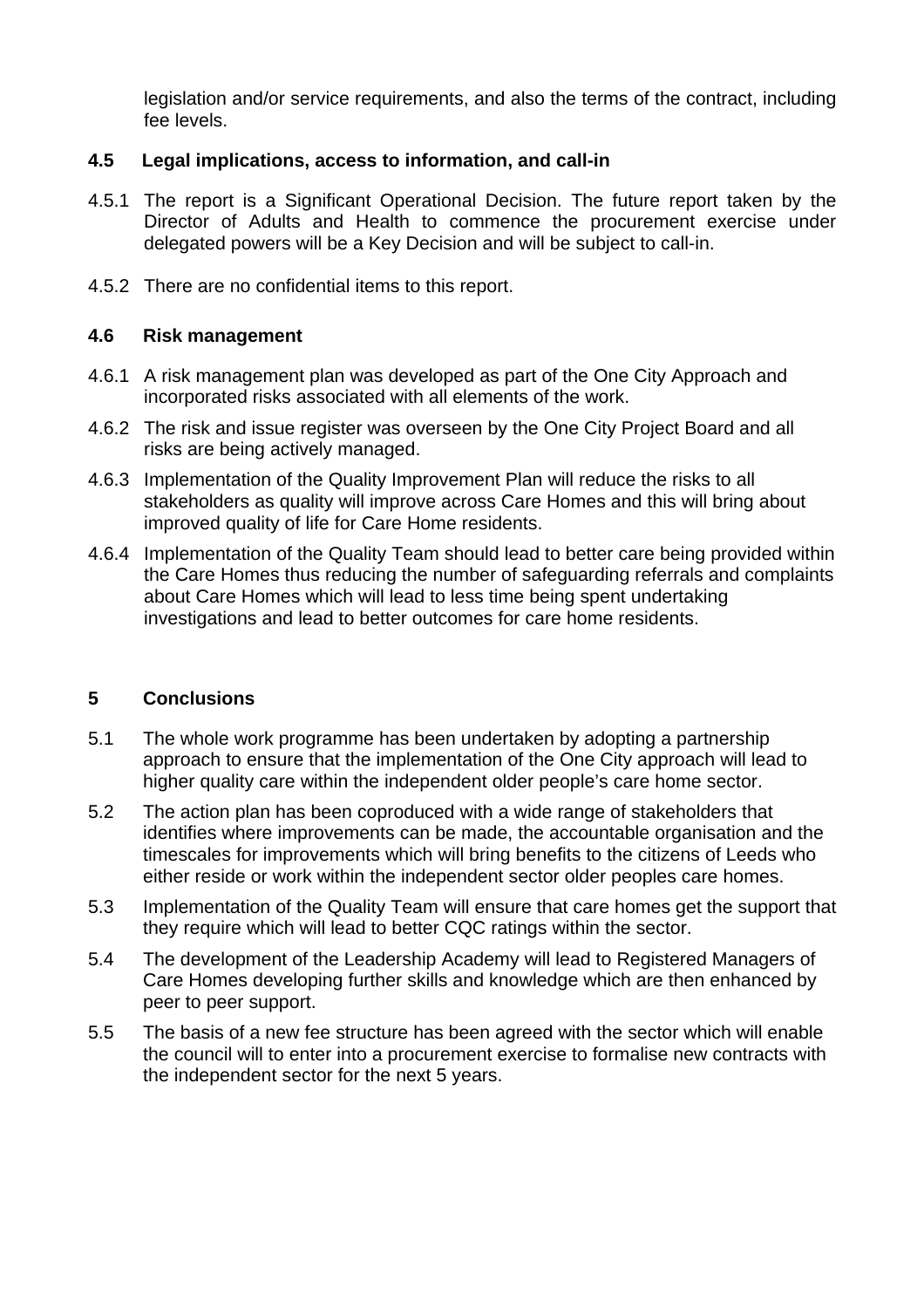legislation and/or service requirements, and also the terms of the contract, including fee levels.

### 4.5 Legal implications, access to information, and call-in

4.5.1 The report is a Significant Operational Decision. The future report taken by the Director of Adults and Health to commence the procurement exercise under delegated powers will be a Key Decision and will be subject to call-in.

4.5.2 There are no confidential items to this report.

### 4.6 Risk management

4.6.1 A risk management plan was developed as part of the One City Approach and incorporated risks associated with all elements of the work.

4.6.2 The risk and issue register was overseen by the One City Project Board and all risks are being actively managed.

4.6.3 Implementation of the Quality Improvement Plan will reduce the risks to all stakeholders as quality will improve across Care Homes and this will bring about improved quality of life for Care Home residents.

4.6.4 Implementation of the Quality Team should lead to better care being provided within the Care Homes thus reducing the number of safeguarding referrals and complaints about Care Homes which will lead to less time being spent undertaking investigations and lead to better outcomes for care home residents.

## 5 Conclusions

5.1 The whole work programme has been undertaken by adopting a partnership approach to ensure that the implementation of the One City approach will lead to higher quality care within the independent older people's care home sector.

5.2 The action plan has been coproduced with a wide range of stakeholders that identifies where improvements can be made, the accountable organisation and the timescales for improvements which will bring benefits to the citizens of Leeds who either reside or work within the independent sector older peoples care homes.

5.3 Implementation of the Quality Team will ensure that care homes get the support that they require which will lead to better CQC ratings within the sector.

5.4 The development of the Leadership Academy will lead to Registered Managers of Care Homes developing further skills and knowledge which are then enhanced by peer to peer support.

5.5 The basis of a new fee structure has been agreed with the sector which will enable the council will to enter into a procurement exercise to formalise new contracts with the independent sector for the next 5 years.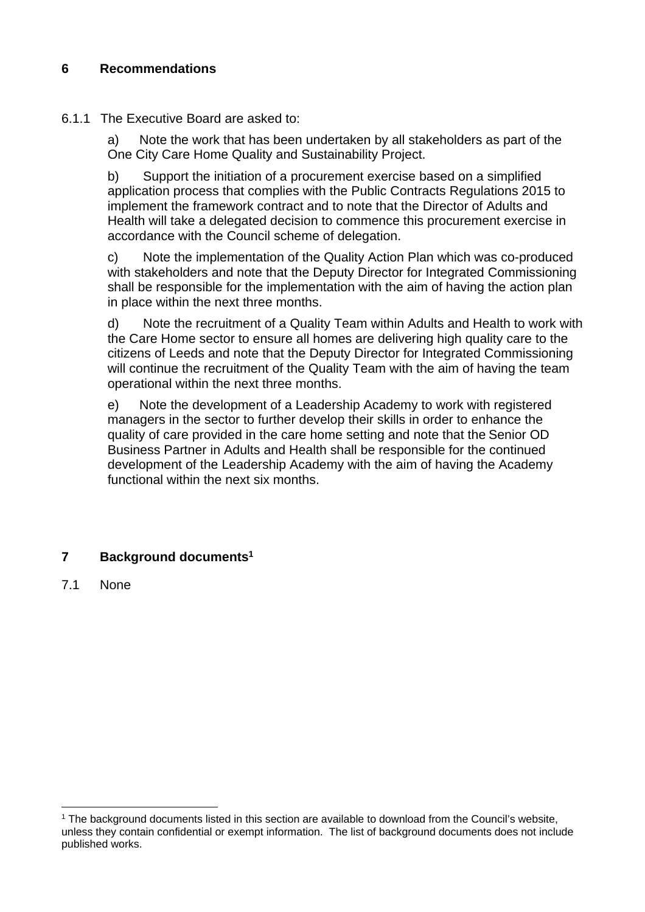## 6 Recommendations

6.1.1 The Executive Board are asked to:

a) Note the work that has been undertaken by all stakeholders as part of the One City Care Home Quality and Sustainability Project.

b) Support the initiation of a procurement exercise based on a simplified application process that complies with the Public Contracts Regulations 2015 to implement the framework contract and to note that the Director of Adults and Health will take a delegated decision to commence this procurement exercise in accordance with the Council scheme of delegation.

c) Note the implementation of the Quality Action Plan which was co-produced with stakeholders and note that the Deputy Director for Integrated Commissioning shall be responsible for the implementation with the aim of having the action plan in place within the next three months.

d) Note the recruitment of a Quality Team within Adults and Health to work with the Care Home sector to ensure all homes are delivering high quality care to the citizens of Leeds and note that the Deputy Director for Integrated Commissioning will continue the recruitment of the Quality Team with the aim of having the team operational within the next three months.

e) Note the development of a Leadership Academy to work with registered managers in the sector to further develop their skills in order to enhance the quality of care provided in the care home setting and note that the Senior OD Business Partner in Adults and Health shall be responsible for the continued development of the Leadership Academy with the aim of having the Academy functional within the next six months.

## 7 Background documents[1]

7.1 None

[1] The background documents listed in this section are available to download from the Council's website, unless they contain confidential or exempt information. The list of background documents does not include published works.